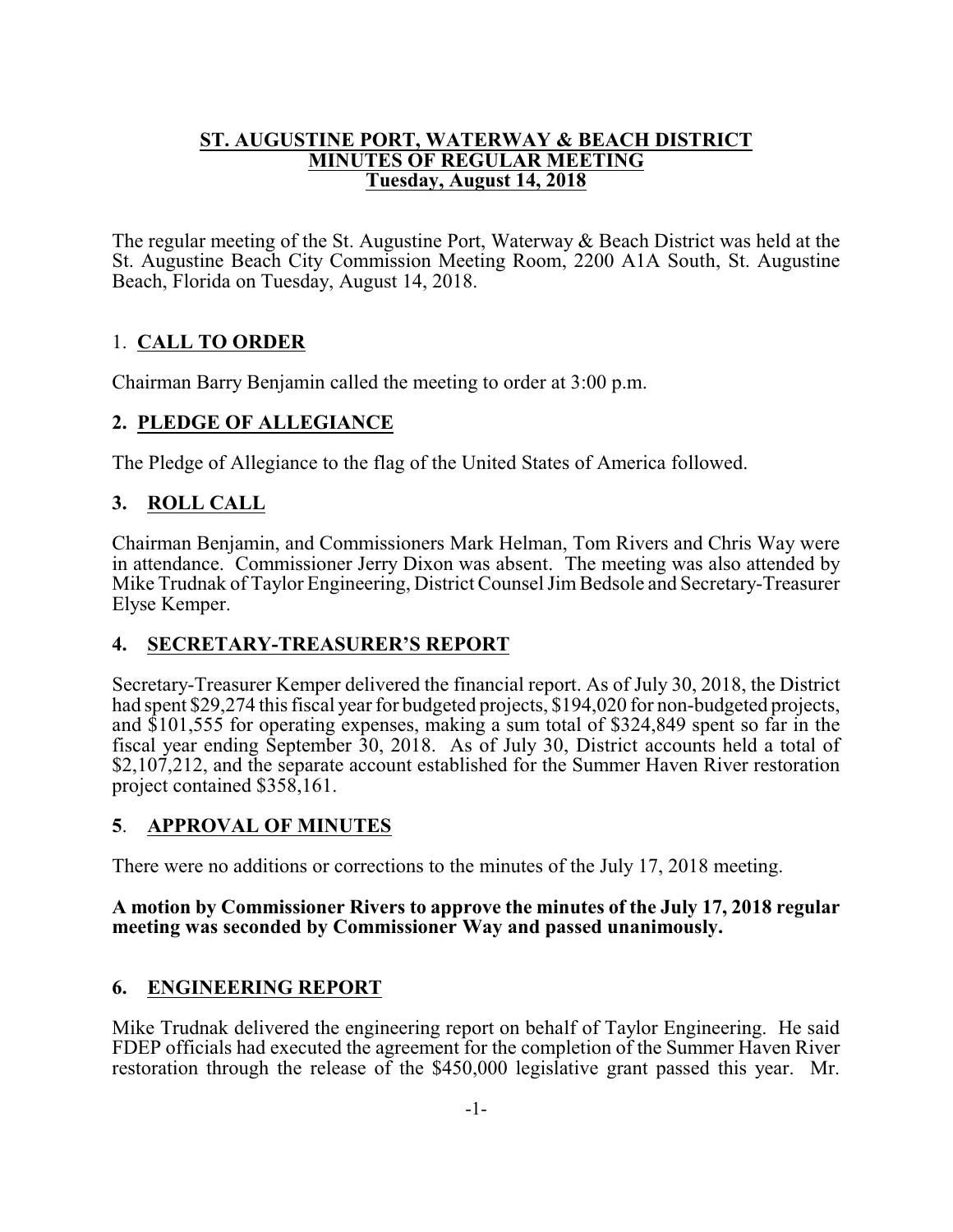# ST. AUGUSTINE PORT, WATERWAY & BEACH DISTRICT
# MINUTES OF REGULAR MEETING
# Tuesday, August 14, 2018

The regular meeting of the St. Augustine Port, Waterway & Beach District was held at the St. Augustine Beach City Commission Meeting Room, 2200 A1A South, St. Augustine Beach, Florida on Tuesday, August 14, 2018.

## 1. CALL TO ORDER

Chairman Barry Benjamin called the meeting to order at 3:00 p.m.

## 2. PLEDGE OF ALLEGIANCE

The Pledge of Allegiance to the flag of the United States of America followed.

## 3. ROLL CALL

Chairman Benjamin, and Commissioners Mark Helman, Tom Rivers and Chris Way were in attendance. Commissioner Jerry Dixon was absent. The meeting was also attended by Mike Trudnak of Taylor Engineering, District Counsel Jim Bedsole and Secretary-Treasurer Elyse Kemper.

## 4. SECRETARY-TREASURER'S REPORT

Secretary-Treasurer Kemper delivered the financial report. As of July 30, 2018, the District had spent $29,274 this fiscal year for budgeted projects, $194,020 for non-budgeted projects, and $101,555 for operating expenses, making a sum total of $324,849 spent so far in the fiscal year ending September 30, 2018. As of July 30, District accounts held a total of $2,107,212, and the separate account established for the Summer Haven River restoration project contained $358,161.

## 5. APPROVAL OF MINUTES

There were no additions or corrections to the minutes of the July 17, 2018 meeting.

**A motion by Commissioner Rivers to approve the minutes of the July 17, 2018 regular meeting was seconded by Commissioner Way and passed unanimously.**

## 6. ENGINEERING REPORT

Mike Trudnak delivered the engineering report on behalf of Taylor Engineering. He said FDEP officials had executed the agreement for the completion of the Summer Haven River restoration through the release of the $450,000 legislative grant passed this year. Mr.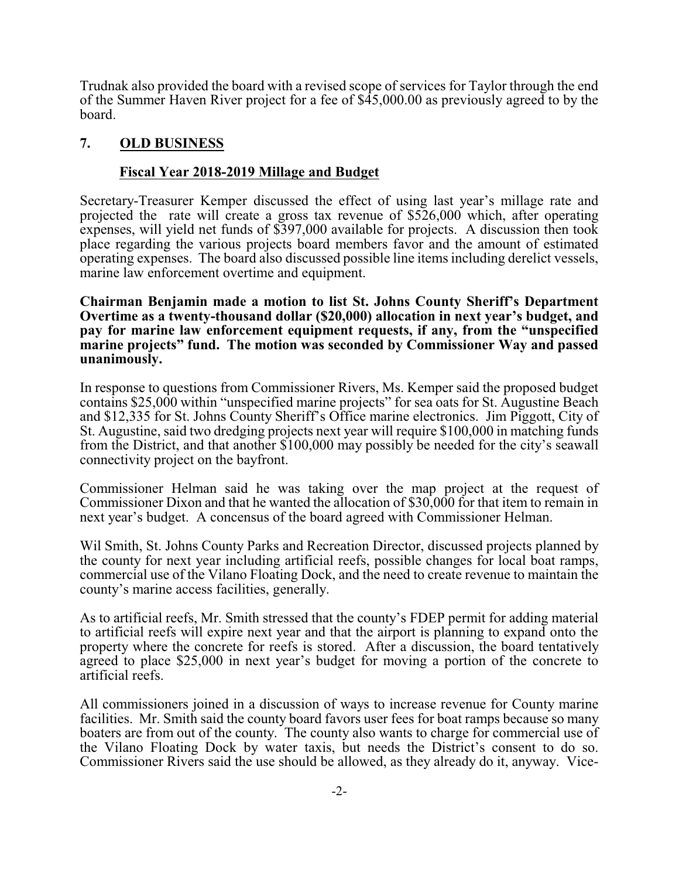Trudnak also provided the board with a revised scope of services for Taylor through the end of the Summer Haven River project for a fee of $45,000.00 as previously agreed to by the board.

## 7. OLD BUSINESS

### Fiscal Year 2018-2019 Millage and Budget

Secretary-Treasurer Kemper discussed the effect of using last year's millage rate and projected the rate will create a gross tax revenue of $526,000 which, after operating expenses, will yield net funds of $397,000 available for projects. A discussion then took place regarding the various projects board members favor and the amount of estimated operating expenses. The board also discussed possible line items including derelict vessels, marine law enforcement overtime and equipment.

**Chairman Benjamin made a motion to list St. Johns County Sheriff's Department Overtime as a twenty-thousand dollar ($20,000) allocation in next year's budget, and pay for marine law enforcement equipment requests, if any, from the "unspecified marine projects" fund. The motion was seconded by Commissioner Way and passed unanimously.**

In response to questions from Commissioner Rivers, Ms. Kemper said the proposed budget contains $25,000 within "unspecified marine projects" for sea oats for St. Augustine Beach and $12,335 for St. Johns County Sheriff's Office marine electronics. Jim Piggott, City of St. Augustine, said two dredging projects next year will require $100,000 in matching funds from the District, and that another $100,000 may possibly be needed for the city's seawall connectivity project on the bayfront.

Commissioner Helman said he was taking over the map project at the request of Commissioner Dixon and that he wanted the allocation of $30,000 for that item to remain in next year's budget. A concensus of the board agreed with Commissioner Helman.

Wil Smith, St. Johns County Parks and Recreation Director, discussed projects planned by the county for next year including artificial reefs, possible changes for local boat ramps, commercial use of the Vilano Floating Dock, and the need to create revenue to maintain the county's marine access facilities, generally.

As to artificial reefs, Mr. Smith stressed that the county's FDEP permit for adding material to artificial reefs will expire next year and that the airport is planning to expand onto the property where the concrete for reefs is stored. After a discussion, the board tentatively agreed to place $25,000 in next year's budget for moving a portion of the concrete to artificial reefs.

All commissioners joined in a discussion of ways to increase revenue for County marine facilities. Mr. Smith said the county board favors user fees for boat ramps because so many boaters are from out of the county. The county also wants to charge for commercial use of the Vilano Floating Dock by water taxis, but needs the District's consent to do so. Commissioner Rivers said the use should be allowed, as they already do it, anyway. Vice-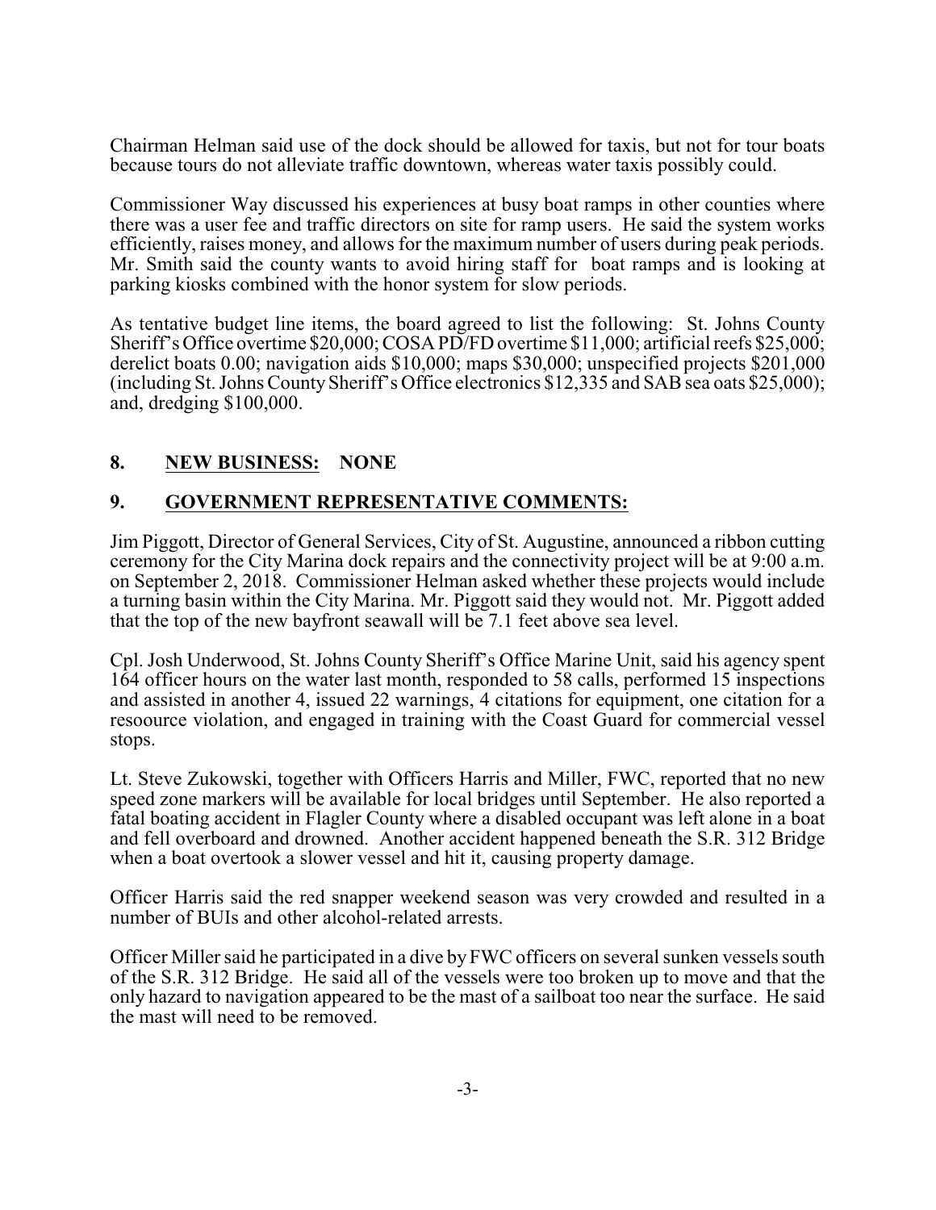Chairman Helman said use of the dock should be allowed for taxis, but not for tour boats because tours do not alleviate traffic downtown, whereas water taxis possibly could.

Commissioner Way discussed his experiences at busy boat ramps in other counties where there was a user fee and traffic directors on site for ramp users. He said the system works efficiently, raises money, and allows for the maximum number of users during peak periods. Mr. Smith said the county wants to avoid hiring staff for boat ramps and is looking at parking kiosks combined with the honor system for slow periods.

As tentative budget line items, the board agreed to list the following: St. Johns County Sheriff's Office overtime $20,000; COSA PD/FD overtime $11,000; artificial reefs $25,000; derelict boats 0.00; navigation aids $10,000; maps $30,000; unspecified projects $201,000 (including St. Johns County Sheriff's Office electronics $12,335 and SAB sea oats $25,000); and, dredging $100,000.

## 8. <u>NEW BUSINESS:</u> NONE

## 9. <u>GOVERNMENT REPRESENTATIVE COMMENTS:</u>

Jim Piggott, Director of General Services, City of St. Augustine, announced a ribbon cutting ceremony for the City Marina dock repairs and the connectivity project will be at 9:00 a.m. on September 2, 2018. Commissioner Helman asked whether these projects would include a turning basin within the City Marina. Mr. Piggott said they would not. Mr. Piggott added that the top of the new bayfront seawall will be 7.1 feet above sea level.

Cpl. Josh Underwood, St. Johns County Sheriff's Office Marine Unit, said his agency spent 164 officer hours on the water last month, responded to 58 calls, performed 15 inspections and assisted in another 4, issued 22 warnings, 4 citations for equipment, one citation for a resoource violation, and engaged in training with the Coast Guard for commercial vessel stops.

Lt. Steve Zukowski, together with Officers Harris and Miller, FWC, reported that no new speed zone markers will be available for local bridges until September. He also reported a fatal boating accident in Flagler County where a disabled occupant was left alone in a boat and fell overboard and drowned. Another accident happened beneath the S.R. 312 Bridge when a boat overtook a slower vessel and hit it, causing property damage.

Officer Harris said the red snapper weekend season was very crowded and resulted in a number of BUIs and other alcohol-related arrests.

Officer Miller said he participated in a dive by FWC officers on several sunken vessels south of the S.R. 312 Bridge. He said all of the vessels were too broken up to move and that the only hazard to navigation appeared to be the mast of a sailboat too near the surface. He said the mast will need to be removed.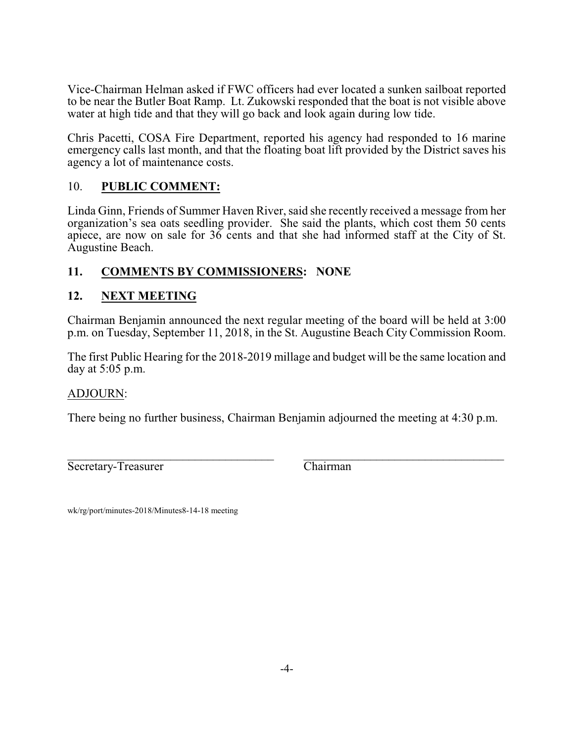Vice-Chairman Helman asked if FWC officers had ever located a sunken sailboat reported to be near the Butler Boat Ramp. Lt. Zukowski responded that the boat is not visible above water at high tide and that they will go back and look again during low tide.

Chris Pacetti, COSA Fire Department, reported his agency had responded to 16 marine emergency calls last month, and that the floating boat lift provided by the District saves his agency a lot of maintenance costs.

10. **PUBLIC COMMENT:**

Linda Ginn, Friends of Summer Haven River, said she recently received a message from her organization's sea oats seedling provider. She said the plants, which cost them 50 cents apiece, are now on sale for 36 cents and that she had informed staff at the City of St. Augustine Beach.

**11. COMMENTS BY COMMISSIONERS: NONE**

**12. NEXT MEETING**

Chairman Benjamin announced the next regular meeting of the board will be held at 3:00 p.m. on Tuesday, September 11, 2018, in the St. Augustine Beach City Commission Room.

The first Public Hearing for the 2018-2019 millage and budget will be the same location and day at 5:05 p.m.

ADJOURN:

There being no further business, Chairman Benjamin adjourned the meeting at 4:30 p.m.

\_\_\_\_\_\_\_\_\_\_\_\_\_\_\_\_\_\_\_\_\_\_\_\_\_\_\_\_\_\_\_\_\_\_\_\_ \_\_\_\_\_\_\_\_\_\_\_\_\_\_\_\_\_\_\_\_\_\_\_\_\_\_\_\_\_\_\_\_\_\_\_\_

Secretary-Treasurer Chairman

wk/rg/port/minutes-2018/Minutes8-14-18 meeting